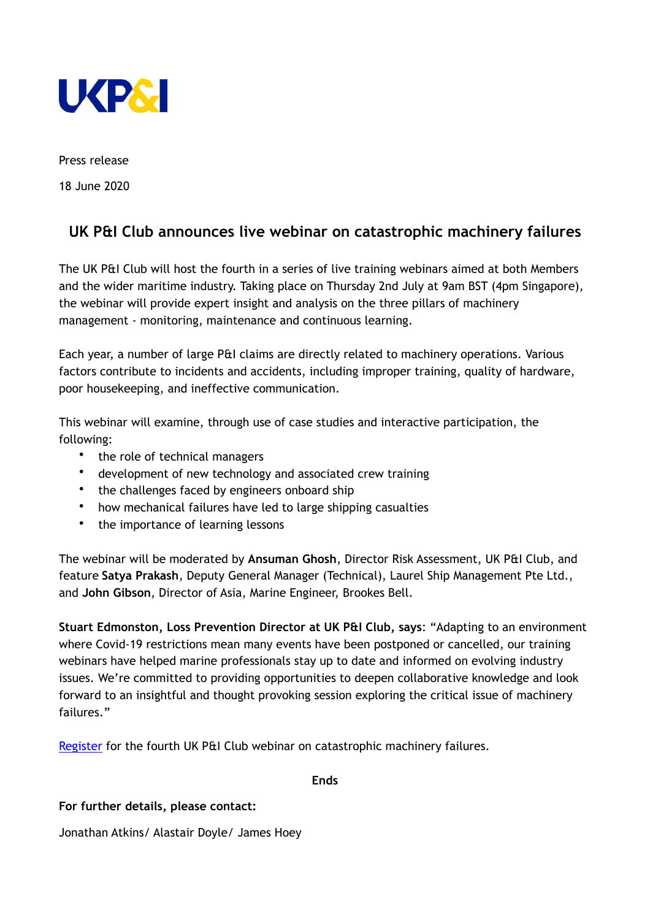UKP&I

Press release

18 June 2020

## UK P&I Club announces live webinar on catastrophic machinery failures

The UK P&I Club will host the fourth in a series of live training webinars aimed at both Members and the wider maritime industry. Taking place on Thursday 2nd July at 9am BST (4pm Singapore), the webinar will provide expert insight and analysis on the three pillars of machinery management - monitoring, maintenance and continuous learning.

Each year, a number of large P&I claims are directly related to machinery operations. Various factors contribute to incidents and accidents, including improper training, quality of hardware, poor housekeeping, and ineffective communication.

This webinar will examine, through use of case studies and interactive participation, the following:

- the role of technical managers
- development of new technology and associated crew training
- the challenges faced by engineers onboard ship
- how mechanical failures have led to large shipping casualties
- the importance of learning lessons

The webinar will be moderated by **Ansuman Ghosh**, Director Risk Assessment, UK P&I Club, and feature **Satya Prakash**, Deputy General Manager (Technical), Laurel Ship Management Pte Ltd., and **John Gibson**, Director of Asia, Marine Engineer, Brookes Bell.

**Stuart Edmonston, Loss Prevention Director at UK P&I Club, says**: "Adapting to an environment where Covid-19 restrictions mean many events have been postponed or cancelled, our training webinars have helped marine professionals stay up to date and informed on evolving industry issues. We're committed to providing opportunities to deepen collaborative knowledge and look forward to an insightful and thought provoking session exploring the critical issue of machinery failures."

Register for the fourth UK P&I Club webinar on catastrophic machinery failures.

**Ends**

**For further details, please contact:**

Jonathan Atkins/ Alastair Doyle/ James Hoey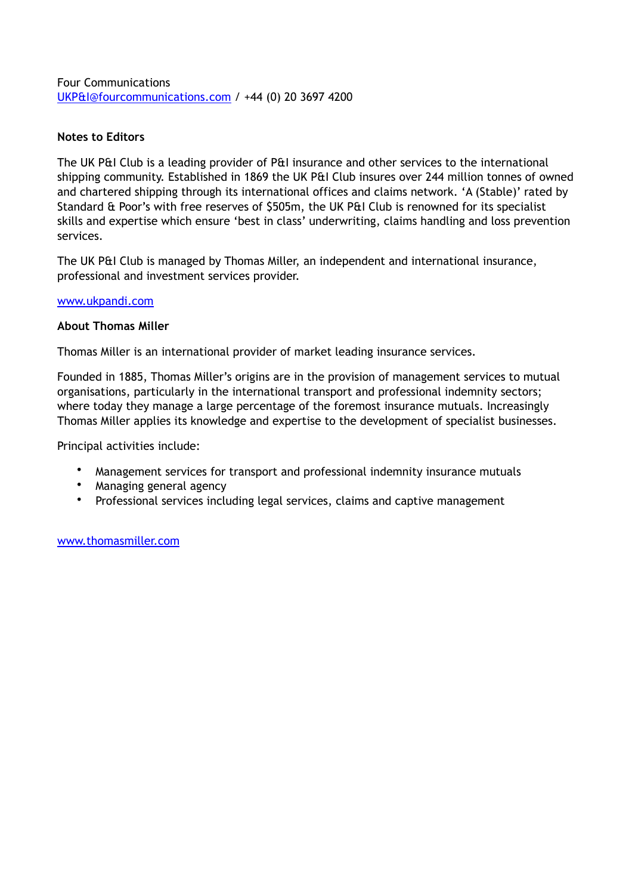Four Communications
UKP&I@fourcommunications.com / +44 (0) 20 3697 4200

**Notes to Editors**

The UK P&I Club is a leading provider of P&I insurance and other services to the international shipping community. Established in 1869 the UK P&I Club insures over 244 million tonnes of owned and chartered shipping through its international offices and claims network. 'A (Stable)' rated by Standard & Poor's with free reserves of $505m, the UK P&I Club is renowned for its specialist skills and expertise which ensure 'best in class' underwriting, claims handling and loss prevention services.

The UK P&I Club is managed by Thomas Miller, an independent and international insurance, professional and investment services provider.

www.ukpandi.com

**About Thomas Miller**

Thomas Miller is an international provider of market leading insurance services.

Founded in 1885, Thomas Miller's origins are in the provision of management services to mutual organisations, particularly in the international transport and professional indemnity sectors; where today they manage a large percentage of the foremost insurance mutuals. Increasingly Thomas Miller applies its knowledge and expertise to the development of specialist businesses.

Principal activities include:

- Management services for transport and professional indemnity insurance mutuals
- Managing general agency
- Professional services including legal services, claims and captive management

www.thomasmiller.com